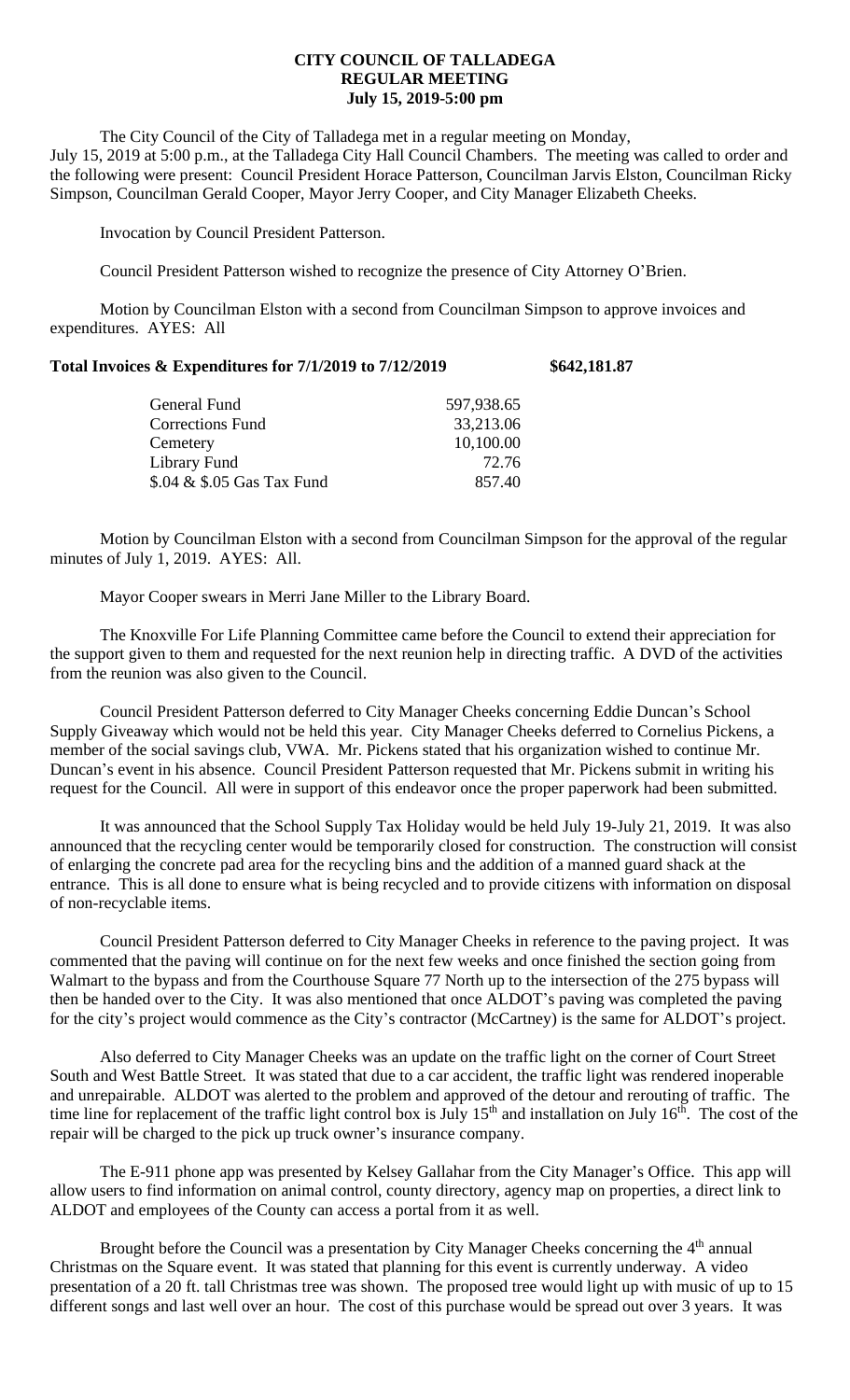**CITY COUNCIL OF TALLADEGA**
**REGULAR MEETING**
**July 15, 2019-5:00 pm**

The City Council of the City of Talladega met in a regular meeting on Monday, July 15, 2019 at 5:00 p.m., at the Talladega City Hall Council Chambers. The meeting was called to order and the following were present: Council President Horace Patterson, Councilman Jarvis Elston, Councilman Ricky Simpson, Councilman Gerald Cooper, Mayor Jerry Cooper, and City Manager Elizabeth Cheeks.

Invocation by Council President Patterson.

Council President Patterson wished to recognize the presence of City Attorney O'Brien.

Motion by Councilman Elston with a second from Councilman Simpson to approve invoices and expenditures. AYES: All

**Total Invoices & Expenditures for 7/1/2019 to 7/12/2019 $642,181.87**

| | |
|---|---|
| General Fund | 597,938.65 |
| Corrections Fund | 33,213.06 |
| Cemetery | 10,100.00 |
| Library Fund | 72.76 |
| $.04 & $.05 Gas Tax Fund | 857.40 |

Motion by Councilman Elston with a second from Councilman Simpson for the approval of the regular minutes of July 1, 2019. AYES: All.

Mayor Cooper swears in Merri Jane Miller to the Library Board.

The Knoxville For Life Planning Committee came before the Council to extend their appreciation for the support given to them and requested for the next reunion help in directing traffic. A DVD of the activities from the reunion was also given to the Council.

Council President Patterson deferred to City Manager Cheeks concerning Eddie Duncan's School Supply Giveaway which would not be held this year. City Manager Cheeks deferred to Cornelius Pickens, a member of the social savings club, VWA. Mr. Pickens stated that his organization wished to continue Mr. Duncan's event in his absence. Council President Patterson requested that Mr. Pickens submit in writing his request for the Council. All were in support of this endeavor once the proper paperwork had been submitted.

It was announced that the School Supply Tax Holiday would be held July 19-July 21, 2019. It was also announced that the recycling center would be temporarily closed for construction. The construction will consist of enlarging the concrete pad area for the recycling bins and the addition of a manned guard shack at the entrance. This is all done to ensure what is being recycled and to provide citizens with information on disposal of non-recyclable items.

Council President Patterson deferred to City Manager Cheeks in reference to the paving project. It was commented that the paving will continue on for the next few weeks and once finished the section going from Walmart to the bypass and from the Courthouse Square 77 North up to the intersection of the 275 bypass will then be handed over to the City. It was also mentioned that once ALDOT's paving was completed the paving for the city's project would commence as the City's contractor (McCartney) is the same for ALDOT's project.

Also deferred to City Manager Cheeks was an update on the traffic light on the corner of Court Street South and West Battle Street. It was stated that due to a car accident, the traffic light was rendered inoperable and unrepairable. ALDOT was alerted to the problem and approved of the detour and rerouting of traffic. The time line for replacement of the traffic light control box is July 15th and installation on July 16th. The cost of the repair will be charged to the pick up truck owner's insurance company.

The E-911 phone app was presented by Kelsey Gallahar from the City Manager's Office. This app will allow users to find information on animal control, county directory, agency map on properties, a direct link to ALDOT and employees of the County can access a portal from it as well.

Brought before the Council was a presentation by City Manager Cheeks concerning the 4th annual Christmas on the Square event. It was stated that planning for this event is currently underway. A video presentation of a 20 ft. tall Christmas tree was shown. The proposed tree would light up with music of up to 15 different songs and last well over an hour. The cost of this purchase would be spread out over 3 years. It was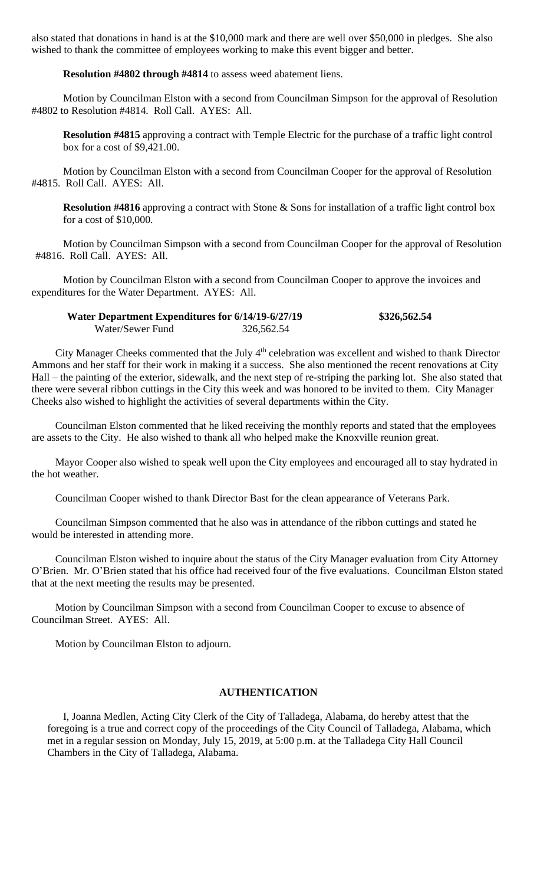also stated that donations in hand is at the $10,000 mark and there are well over $50,000 in pledges. She also wished to thank the committee of employees working to make this event bigger and better.

**Resolution #4802 through #4814** to assess weed abatement liens.

Motion by Councilman Elston with a second from Councilman Simpson for the approval of Resolution #4802 to Resolution #4814. Roll Call. AYES: All.

**Resolution #4815** approving a contract with Temple Electric for the purchase of a traffic light control box for a cost of $9,421.00.

Motion by Councilman Elston with a second from Councilman Cooper for the approval of Resolution #4815. Roll Call. AYES: All.

**Resolution #4816** approving a contract with Stone & Sons for installation of a traffic light control box for a cost of $10,000.

Motion by Councilman Simpson with a second from Councilman Cooper for the approval of Resolution #4816. Roll Call. AYES: All.

Motion by Councilman Elston with a second from Councilman Cooper to approve the invoices and expenditures for the Water Department. AYES: All.

| | | |
|---|---|---|
| **Water Department Expenditures for 6/14/19-6/27/19** | | **$326,562.54** |
| Water/Sewer Fund | 326,562.54 | |

City Manager Cheeks commented that the July 4th celebration was excellent and wished to thank Director Ammons and her staff for their work in making it a success. She also mentioned the recent renovations at City Hall – the painting of the exterior, sidewalk, and the next step of re-striping the parking lot. She also stated that there were several ribbon cuttings in the City this week and was honored to be invited to them. City Manager Cheeks also wished to highlight the activities of several departments within the City.

Councilman Elston commented that he liked receiving the monthly reports and stated that the employees are assets to the City. He also wished to thank all who helped make the Knoxville reunion great.

Mayor Cooper also wished to speak well upon the City employees and encouraged all to stay hydrated in the hot weather.

Councilman Cooper wished to thank Director Bast for the clean appearance of Veterans Park.

Councilman Simpson commented that he also was in attendance of the ribbon cuttings and stated he would be interested in attending more.

Councilman Elston wished to inquire about the status of the City Manager evaluation from City Attorney O'Brien. Mr. O'Brien stated that his office had received four of the five evaluations. Councilman Elston stated that at the next meeting the results may be presented.

Motion by Councilman Simpson with a second from Councilman Cooper to excuse to absence of Councilman Street. AYES: All.

Motion by Councilman Elston to adjourn.

## AUTHENTICATION

I, Joanna Medlen, Acting City Clerk of the City of Talladega, Alabama, do hereby attest that the foregoing is a true and correct copy of the proceedings of the City Council of Talladega, Alabama, which met in a regular session on Monday, July 15, 2019, at 5:00 p.m. at the Talladega City Hall Council Chambers in the City of Talladega, Alabama.